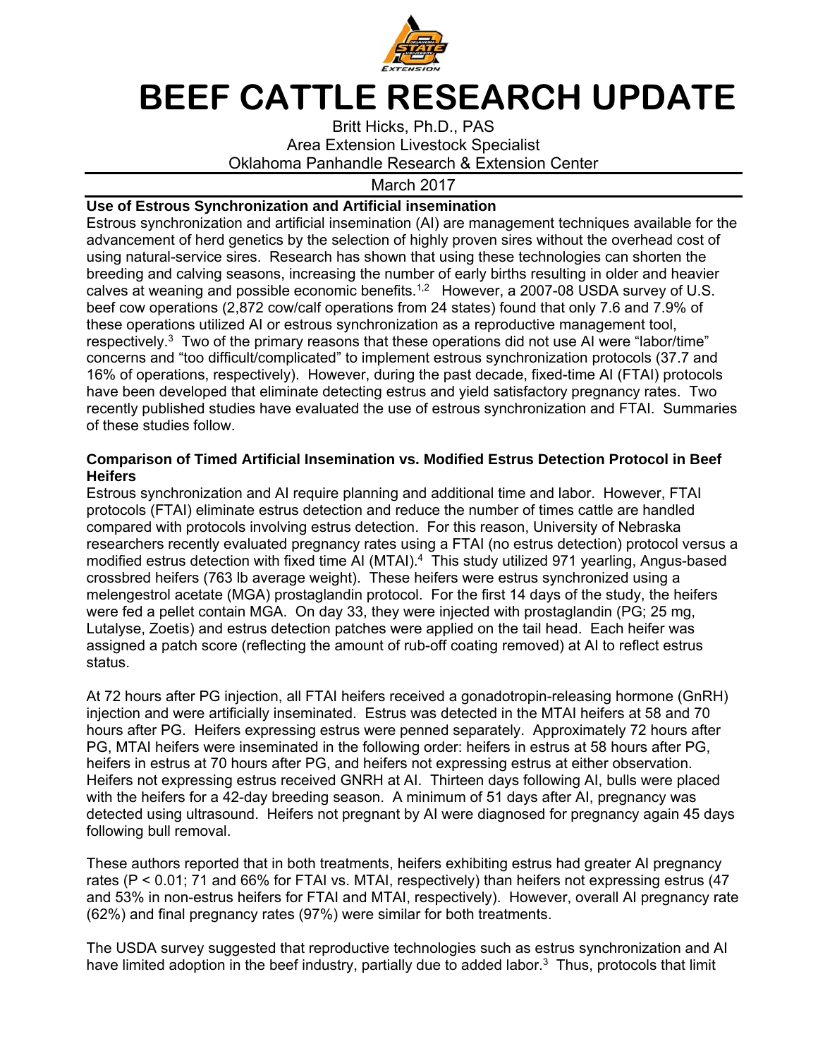# BEEF CATTLE RESEARCH UPDATE

Britt Hicks, Ph.D., PAS
Area Extension Livestock Specialist
Oklahoma Panhandle Research & Extension Center

March 2017

## Use of Estrous Synchronization and Artificial insemination

Estrous synchronization and artificial insemination (AI) are management techniques available for the advancement of herd genetics by the selection of highly proven sires without the overhead cost of using natural-service sires. Research has shown that using these technologies can shorten the breeding and calving seasons, increasing the number of early births resulting in older and heavier calves at weaning and possible economic benefits.[1,2] However, a 2007-08 USDA survey of U.S. beef cow operations (2,872 cow/calf operations from 24 states) found that only 7.6 and 7.9% of these operations utilized AI or estrous synchronization as a reproductive management tool, respectively.[3] Two of the primary reasons that these operations did not use AI were "labor/time" concerns and "too difficult/complicated" to implement estrous synchronization protocols (37.7 and 16% of operations, respectively). However, during the past decade, fixed-time AI (FTAI) protocols have been developed that eliminate detecting estrus and yield satisfactory pregnancy rates. Two recently published studies have evaluated the use of estrous synchronization and FTAI. Summaries of these studies follow.

### Comparison of Timed Artificial Insemination vs. Modified Estrus Detection Protocol in Beef Heifers

Estrous synchronization and AI require planning and additional time and labor. However, FTAI protocols (FTAI) eliminate estrus detection and reduce the number of times cattle are handled compared with protocols involving estrus detection. For this reason, University of Nebraska researchers recently evaluated pregnancy rates using a FTAI (no estrus detection) protocol versus a modified estrus detection with fixed time AI (MTAI).[4] This study utilized 971 yearling, Angus-based crossbred heifers (763 lb average weight). These heifers were estrus synchronized using a melengestrol acetate (MGA) prostaglandin protocol. For the first 14 days of the study, the heifers were fed a pellet contain MGA. On day 33, they were injected with prostaglandin (PG; 25 mg, Lutalyse, Zoetis) and estrus detection patches were applied on the tail head. Each heifer was assigned a patch score (reflecting the amount of rub-off coating removed) at AI to reflect estrus status.

At 72 hours after PG injection, all FTAI heifers received a gonadotropin-releasing hormone (GnRH) injection and were artificially inseminated. Estrus was detected in the MTAI heifers at 58 and 70 hours after PG. Heifers expressing estrus were penned separately. Approximately 72 hours after PG, MTAI heifers were inseminated in the following order: heifers in estrus at 58 hours after PG, heifers in estrus at 70 hours after PG, and heifers not expressing estrus at either observation. Heifers not expressing estrus received GNRH at AI. Thirteen days following AI, bulls were placed with the heifers for a 42-day breeding season. A minimum of 51 days after AI, pregnancy was detected using ultrasound. Heifers not pregnant by AI were diagnosed for pregnancy again 45 days following bull removal.

These authors reported that in both treatments, heifers exhibiting estrus had greater AI pregnancy rates ($P < 0.01$; 71 and 66% for FTAI vs. MTAI, respectively) than heifers not expressing estrus (47 and 53% in non-estrus heifers for FTAI and MTAI, respectively). However, overall AI pregnancy rate (62%) and final pregnancy rates (97%) were similar for both treatments.

The USDA survey suggested that reproductive technologies such as estrus synchronization and AI have limited adoption in the beef industry, partially due to added labor.[3] Thus, protocols that limit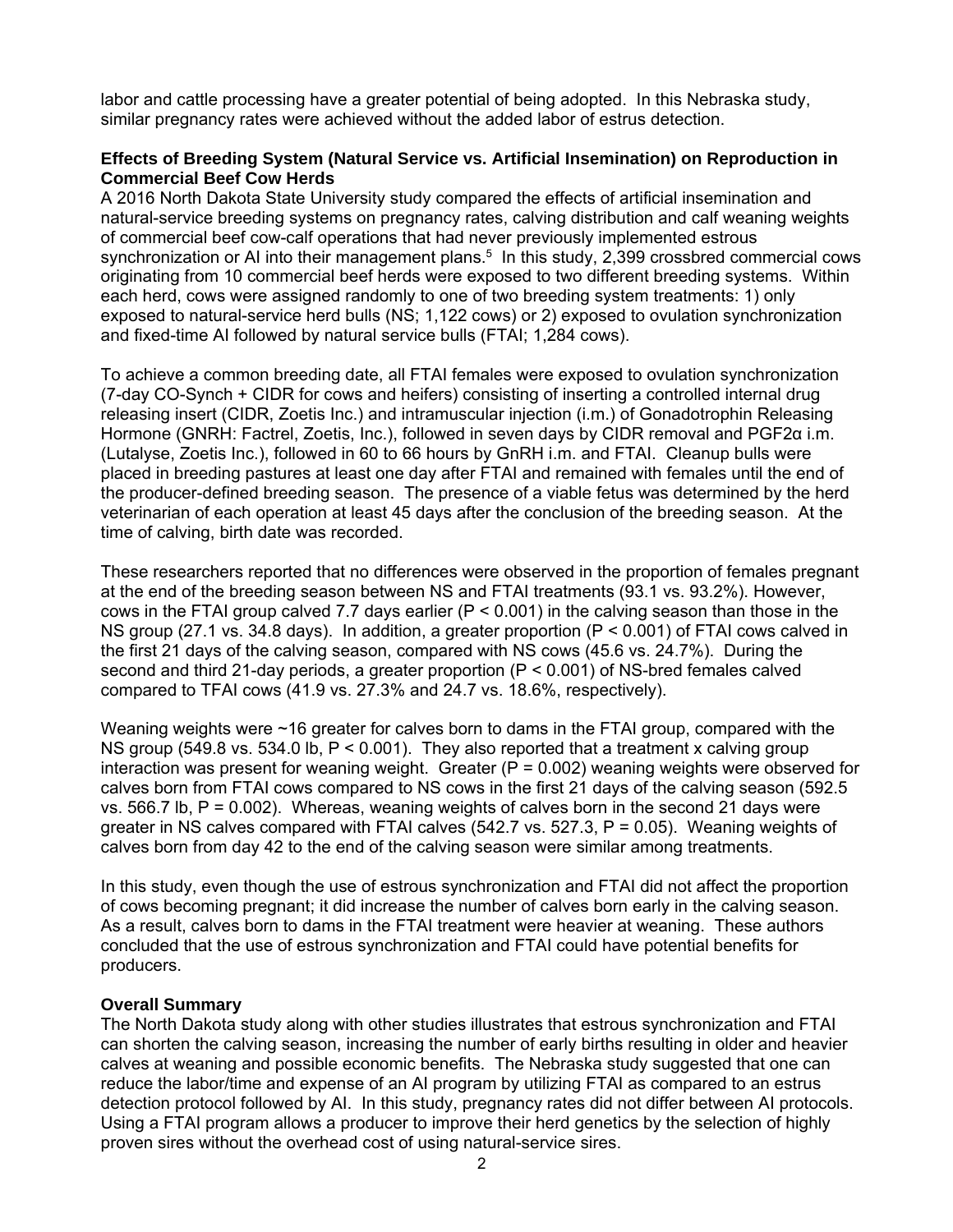labor and cattle processing have a greater potential of being adopted. In this Nebraska study, similar pregnancy rates were achieved without the added labor of estrus detection.

**Effects of Breeding System (Natural Service vs. Artificial Insemination) on Reproduction in Commercial Beef Cow Herds**

A 2016 North Dakota State University study compared the effects of artificial insemination and natural-service breeding systems on pregnancy rates, calving distribution and calf weaning weights of commercial beef cow-calf operations that had never previously implemented estrous synchronization or AI into their management plans.[5] In this study, 2,399 crossbred commercial cows originating from 10 commercial beef herds were exposed to two different breeding systems. Within each herd, cows were assigned randomly to one of two breeding system treatments: 1) only exposed to natural-service herd bulls (NS; 1,122 cows) or 2) exposed to ovulation synchronization and fixed-time AI followed by natural service bulls (FTAI; 1,284 cows).

To achieve a common breeding date, all FTAI females were exposed to ovulation synchronization (7-day CO-Synch + CIDR for cows and heifers) consisting of inserting a controlled internal drug releasing insert (CIDR, Zoetis Inc.) and intramuscular injection (i.m.) of Gonadotrophin Releasing Hormone (GNRH: Factrel, Zoetis, Inc.), followed in seven days by CIDR removal and PGF2α i.m. (Lutalyse, Zoetis Inc.), followed in 60 to 66 hours by GnRH i.m. and FTAI. Cleanup bulls were placed in breeding pastures at least one day after FTAI and remained with females until the end of the producer-defined breeding season. The presence of a viable fetus was determined by the herd veterinarian of each operation at least 45 days after the conclusion of the breeding season. At the time of calving, birth date was recorded.

These researchers reported that no differences were observed in the proportion of females pregnant at the end of the breeding season between NS and FTAI treatments (93.1 vs. 93.2%). However, cows in the FTAI group calved 7.7 days earlier ($P < 0.001$) in the calving season than those in the NS group (27.1 vs. 34.8 days). In addition, a greater proportion ($P < 0.001$) of FTAI cows calved in the first 21 days of the calving season, compared with NS cows (45.6 vs. 24.7%). During the second and third 21-day periods, a greater proportion ($P < 0.001$) of NS-bred females calved compared to TFAI cows (41.9 vs. 27.3% and 24.7 vs. 18.6%, respectively).

Weaning weights were ~16 greater for calves born to dams in the FTAI group, compared with the NS group (549.8 vs. 534.0 lb, $P < 0.001$). They also reported that a treatment x calving group interaction was present for weaning weight. Greater ($P = 0.002$) weaning weights were observed for calves born from FTAI cows compared to NS cows in the first 21 days of the calving season (592.5 vs. 566.7 lb, $P = 0.002$). Whereas, weaning weights of calves born in the second 21 days were greater in NS calves compared with FTAI calves (542.7 vs. 527.3, $P = 0.05$). Weaning weights of calves born from day 42 to the end of the calving season were similar among treatments.

In this study, even though the use of estrous synchronization and FTAI did not affect the proportion of cows becoming pregnant; it did increase the number of calves born early in the calving season. As a result, calves born to dams in the FTAI treatment were heavier at weaning. These authors concluded that the use of estrous synchronization and FTAI could have potential benefits for producers.

**Overall Summary**

The North Dakota study along with other studies illustrates that estrous synchronization and FTAI can shorten the calving season, increasing the number of early births resulting in older and heavier calves at weaning and possible economic benefits. The Nebraska study suggested that one can reduce the labor/time and expense of an AI program by utilizing FTAI as compared to an estrus detection protocol followed by AI. In this study, pregnancy rates did not differ between AI protocols. Using a FTAI program allows a producer to improve their herd genetics by the selection of highly proven sires without the overhead cost of using natural-service sires.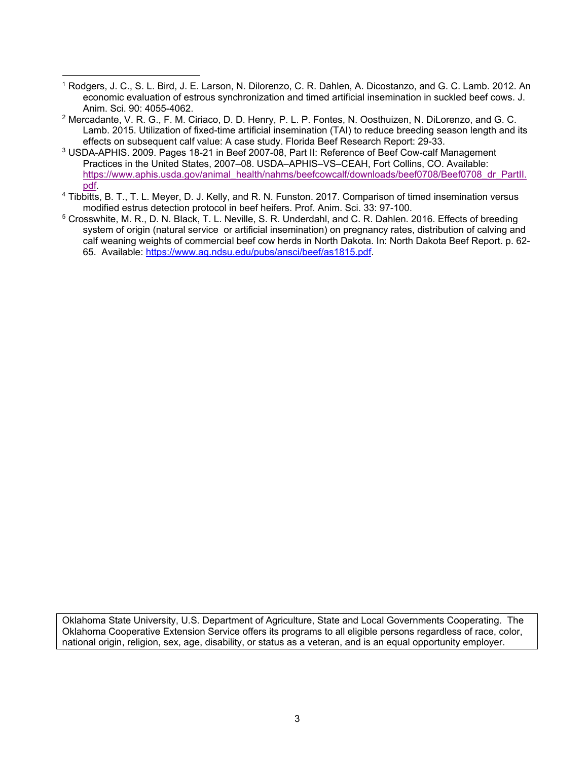[1] Rodgers, J. C., S. L. Bird, J. E. Larson, N. Dilorenzo, C. R. Dahlen, A. Dicostanzo, and G. C. Lamb. 2012. An economic evaluation of estrous synchronization and timed artificial insemination in suckled beef cows. J. Anim. Sci. 90: 4055-4062.

[2] Mercadante, V. R. G., F. M. Ciriaco, D. D. Henry, P. L. P. Fontes, N. Oosthuizen, N. DiLorenzo, and G. C. Lamb. 2015. Utilization of fixed-time artificial insemination (TAI) to reduce breeding season length and its effects on subsequent calf value: A case study. Florida Beef Research Report: 29-33.

[3] USDA-APHIS. 2009. Pages 18-21 in Beef 2007-08, Part II: Reference of Beef Cow-calf Management Practices in the United States, 2007–08. USDA–APHIS–VS–CEAH, Fort Collins, CO. Available: https://www.aphis.usda.gov/animal_health/nahms/beefcowcalf/downloads/beef0708/Beef0708_dr_PartII.pdf.

[4] Tibbitts, B. T., T. L. Meyer, D. J. Kelly, and R. N. Funston. 2017. Comparison of timed insemination versus modified estrus detection protocol in beef heifers. Prof. Anim. Sci. 33: 97-100.

[5] Crosswhite, M. R., D. N. Black, T. L. Neville, S. R. Underdahl, and C. R. Dahlen. 2016. Effects of breeding system of origin (natural service or artificial insemination) on pregnancy rates, distribution of calving and calf weaning weights of commercial beef cow herds in North Dakota. In: North Dakota Beef Report. p. 62-65. Available: https://www.ag.ndsu.edu/pubs/ansci/beef/as1815.pdf.

Oklahoma State University, U.S. Department of Agriculture, State and Local Governments Cooperating. The Oklahoma Cooperative Extension Service offers its programs to all eligible persons regardless of race, color, national origin, religion, sex, age, disability, or status as a veteran, and is an equal opportunity employer.